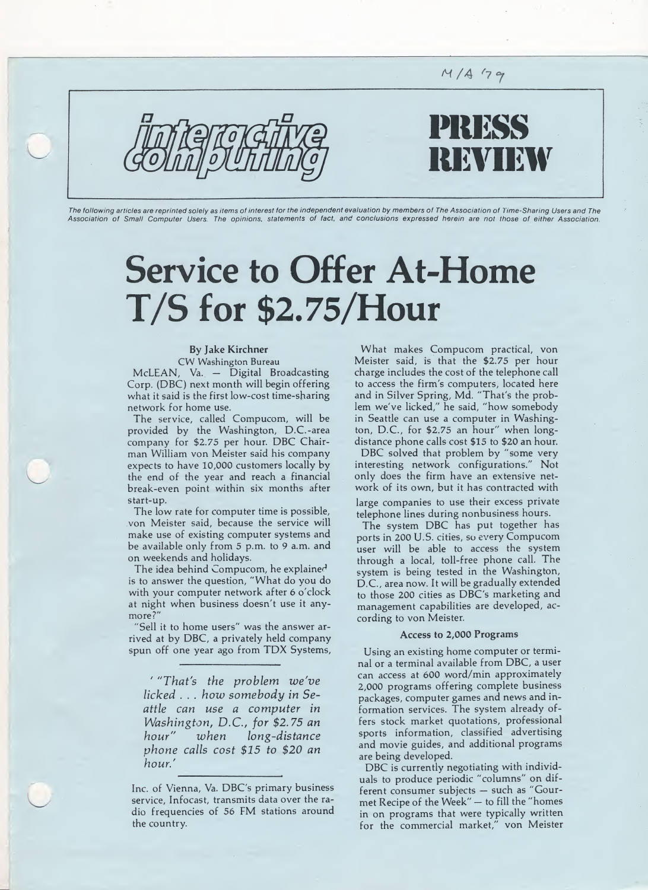M/A '79

# interactive computing — PRESS REVIEW

*The following articles are reprinted solely as items of interest for the independent evaluation by members of The Association of Time-Sharing Users and The Association of Small Computer Users. The opinions, statements of fact, and conclusions expressed herein are not those of either Association.*

# Service to Offer At-Home T/S for $2.75/Hour

**By Jake Kirchner**
CW Washington Bureau

McLEAN, Va. — Digital Broadcasting Corp. (DBC) next month will begin offering what it said is the first low-cost time-sharing network for home use.

The service, called Compucom, will be provided by the Washington, D.C.-area company for $2.75 per hour. DBC Chairman William von Meister said his company expects to have 10,000 customers locally by the end of the year and reach a financial break-even point within six months after start-up.

The low rate for computer time is possible, von Meister said, because the service will make use of existing computer systems and be available only from 5 p.m. to 9 a.m. and on weekends and holidays.

The idea behind Compucom, he explained is to answer the question, "What do you do with your computer network after 6 o'clock at night when business doesn't use it anymore?"

"Sell it to home users" was the answer arrived at by DBC, a privately held company spun off one year ago from TDX Systems, Inc. of Vienna, Va. DBC's primary business service, Infocast, transmits data over the radio frequencies of 56 FM stations around the country.

> *'"That's the problem we've licked . . . how somebody in Seattle can use a computer in Washington, D.C., for $2.75 an hour" when long-distance phone calls cost $15 to $20 an hour.'*

What makes Compucom practical, von Meister said, is that the $2.75 per hour charge includes the cost of the telephone call to access the firm's computers, located here and in Silver Spring, Md. "That's the problem we've licked," he said, "how somebody in Seattle can use a computer in Washington, D.C., for $2.75 an hour" when long-distance phone calls cost $15 to $20 an hour.

DBC solved that problem by "some very interesting network configurations." Not only does the firm have an extensive network of its own, but it has contracted with large companies to use their excess private telephone lines during nonbusiness hours.

The system DBC has put together has ports in 200 U.S. cities, so every Compucom user will be able to access the system through a local, toll-free phone call. The system is being tested in the Washington, D.C., area now. It will be gradually extended to those 200 cities as DBC's marketing and management capabilities are developed, according to von Meister.

### Access to 2,000 Programs

Using an existing home computer or terminal or a terminal available from DBC, a user can access at 600 word/min approximately 2,000 programs offering complete business packages, computer games and news and information services. The system already offers stock market quotations, professional sports information, classified advertising and movie guides, and additional programs are being developed.

DBC is currently negotiating with individuals to produce periodic "columns" on different consumer subjects — such as "Gourmet Recipe of the Week" — to fill the "homes in on programs that were typically written for the commercial market," von Meister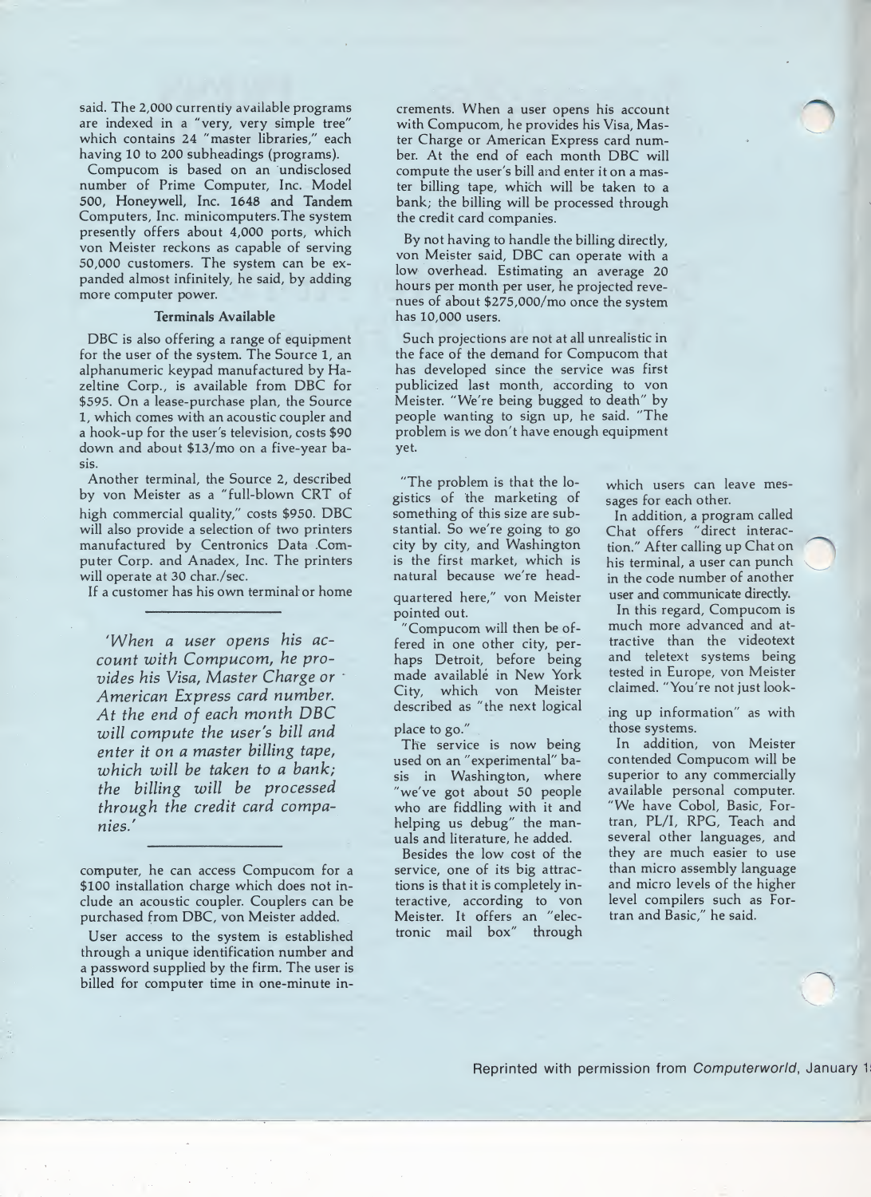said. The 2,000 currently available programs are indexed in a "very, very simple tree" which contains 24 "master libraries," each having 10 to 200 subheadings (programs).

Compucom is based on an undisclosed number of Prime Computer, Inc. Model 500, Honeywell, Inc. 1648 and Tandem Computers, Inc. minicomputers. The system presently offers about 4,000 ports, which von Meister reckons as capable of serving 50,000 customers. The system can be expanded almost infinitely, he said, by adding more computer power.

### Terminals Available

DBC is also offering a range of equipment for the user of the system. The Source 1, an alphanumeric keypad manufactured by Hazeltine Corp., is available from DBC for $595. On a lease-purchase plan, the Source 1, which comes with an acoustic coupler and a hook-up for the user's television, costs $90 down and about $13/mo on a five-year basis.

Another terminal, the Source 2, described by von Meister as a "full-blown CRT of high commercial quality," costs $950. DBC will also provide a selection of two printers manufactured by Centronics Data Computer Corp. and Anadex, Inc. The printers will operate at 30 char./sec.

If a customer has his own terminal or home computer, he can access Compucom for a $100 installation charge which does not include an acoustic coupler. Couplers can be purchased from DBC, von Meister added.

User access to the system is established through a unique identification number and a password supplied by the firm. The user is billed for computer time in one-minute increments. When a user opens his account with Compucom, he provides his Visa, Master Charge or American Express card number. At the end of each month DBC will compute the user's bill and enter it on a master billing tape, which will be taken to a bank; the billing will be processed through the credit card companies.

*'When a user opens his account with Compucom, he provides his Visa, Master Charge or American Express card number. At the end of each month DBC will compute the user's bill and enter it on a master billing tape, which will be taken to a bank; the billing will be processed through the credit card companies.'*

By not having to handle the billing directly, von Meister said, DBC can operate with a low overhead. Estimating an average 20 hours per month per user, he projected revenues of about $275,000/mo once the system has 10,000 users.

Such projections are not at all unrealistic in the face of the demand for Compucom that has developed since the service was first publicized last month, according to von Meister. "We're being bugged to death" by people wanting to sign up, he said. "The problem is we don't have enough equipment yet.

"The problem is that the logistics of the marketing of something of this size are substantial. So we're going to go city by city, and Washington is the first market, which is natural because we're headquartered here," von Meister pointed out.

"Compucom will then be offered in one other city, perhaps Detroit, before being made available in New York City, which von Meister described as "the next logical place to go."

The service is now being used on an "experimental" basis in Washington, where "we've got about 50 people who are fiddling with it and helping us debug" the manuals and literature, he added.

Besides the low cost of the service, one of its big attractions is that it is completely interactive, according to von Meister. It offers an "electronic mail box" through which users can leave messages for each other.

In addition, a program called Chat offers "direct interaction." After calling up Chat on his terminal, a user can punch in the code number of another user and communicate directly.

In this regard, Compucom is much more advanced and attractive than the videotext and teletext systems being tested in Europe, von Meister claimed. "You're not just looking up information" as with those systems.

In addition, von Meister contended Compucom will be superior to any commercially available personal computer. "We have Cobol, Basic, Fortran, PL/I, RPG, Teach and several other languages, and they are much easier to use than micro assembly language and micro levels of the higher level compilers such as Fortran and Basic," he said.

Reprinted with permission from *Computerworld*, January 1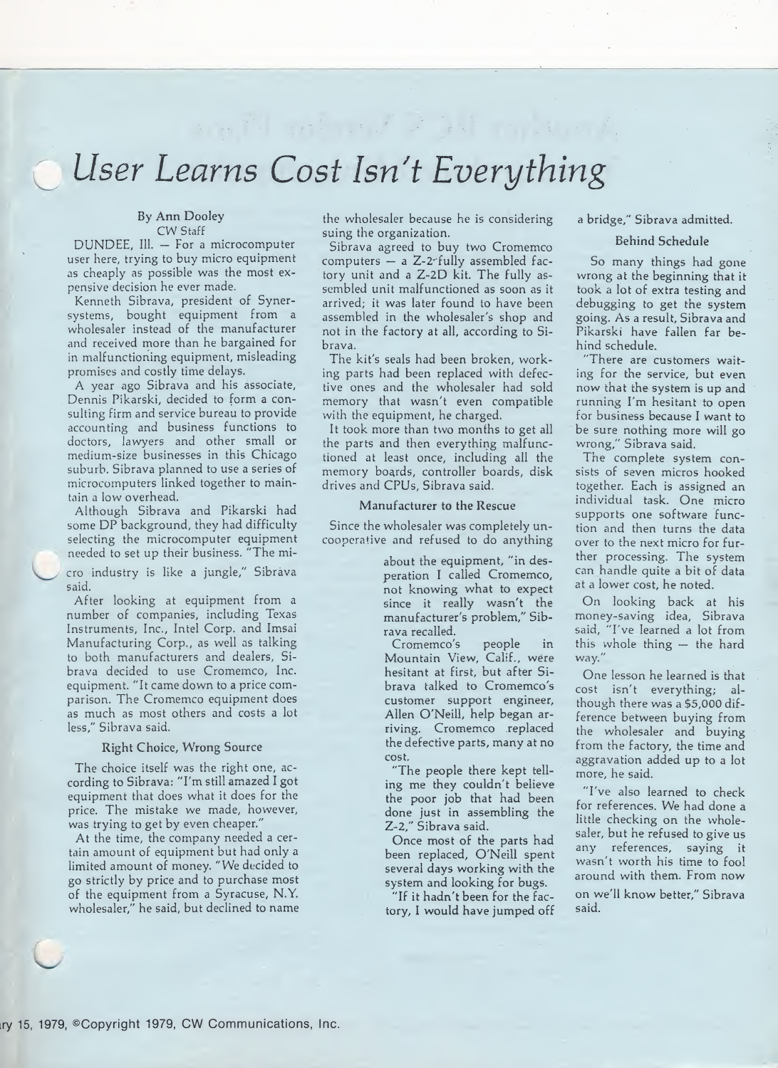# *User Learns Cost Isn't Everything*

By Ann Dooley
CW Staff

DUNDEE, Ill. — For a microcomputer user here, trying to buy micro equipment as cheaply as possible was the most expensive decision he ever made.

Kenneth Sibrava, president of Synersystems, bought equipment from a wholesaler instead of the manufacturer and received more than he bargained for in malfunctioning equipment, misleading promises and costly time delays.

A year ago Sibrava and his associate, Dennis Pikarski, decided to form a consulting firm and service bureau to provide accounting and business functions to doctors, lawyers and other small or medium-size businesses in this Chicago suburb. Sibrava planned to use a series of microcomputers linked together to maintain a low overhead.

Although Sibrava and Pikarski had some DP background, they had difficulty selecting the microcomputer equipment needed to set up their business. "The micro industry is like a jungle," Sibrava said.

After looking at equipment from a number of companies, including Texas Instruments, Inc., Intel Corp. and Imsai Manufacturing Corp., as well as talking to both manufacturers and dealers, Sibrava decided to use Cromemco, Inc. equipment. "It came down to a price comparison. The Cromemco equipment does as much as most others and costs a lot less," Sibrava said.

### Right Choice, Wrong Source

The choice itself was the right one, according to Sibrava: "I'm still amazed I got equipment that does what it does for the price. The mistake we made, however, was trying to get by even cheaper."

At the time, the company needed a certain amount of equipment but had only a limited amount of money. "We decided to go strictly by price and to purchase most of the equipment from a Syracuse, N.Y. wholesaler," he said, but declined to name the wholesaler because he is considering suing the organization.

Sibrava agreed to buy two Cromemco computers — a Z-2 fully assembled factory unit and a Z-2D kit. The fully assembled unit malfunctioned as soon as it arrived; it was later found to have been assembled in the wholesaler's shop and not in the factory at all, according to Sibrava.

The kit's seals had been broken, working parts had been replaced with defective ones and the wholesaler had sold memory that wasn't even compatible with the equipment, he charged.

It took more than two months to get all the parts and then everything malfunctioned at least once, including all the memory boards, controller boards, disk drives and CPUs, Sibrava said.

### Manufacturer to the Rescue

Since the wholesaler was completely uncooperative and refused to do anything about the equipment, "in desperation I called Cromemco, not knowing what to expect since it really wasn't the manufacturer's problem," Sibrava recalled.

Cromemco's people in Mountain View, Calif., were hesitant at first, but after Sibrava talked to Cromemco's customer support engineer, Allen O'Neill, help began arriving. Cromemco replaced the defective parts, many at no cost.

"The people there kept telling me they couldn't believe the poor job that had been done just in assembling the Z-2," Sibrava said.

Once most of the parts had been replaced, O'Neill spent several days working with the system and looking for bugs.

"If it hadn't been for the factory, I would have jumped off a bridge," Sibrava admitted.

### Behind Schedule

So many things had gone wrong at the beginning that it took a lot of extra testing and debugging to get the system going. As a result, Sibrava and Pikarski have fallen far behind schedule.

"There are customers waiting for the service, but even now that the system is up and running I'm hesitant to open for business because I want to be sure nothing more will go wrong," Sibrava said.

The complete system consists of seven micros hooked together. Each is assigned an individual task. One micro supports one software function and then turns the data over to the next micro for further processing. The system can handle quite a bit of data at a lower cost, he noted.

On looking back at his money-saving idea, Sibrava said, "I've learned a lot from this whole thing — the hard way."

One lesson he learned is that cost isn't everything; although there was a $5,000 difference between buying from the wholesaler and buying from the factory, the time and aggravation added up to a lot more, he said.

"I've also learned to check for references. We had done a little checking on the wholesaler, but he refused to give us any references, saying it wasn't worth his time to fool around with them. From now on we'll know better," Sibrava said.

...ry 15, 1979, ©Copyright 1979, CW Communications, Inc.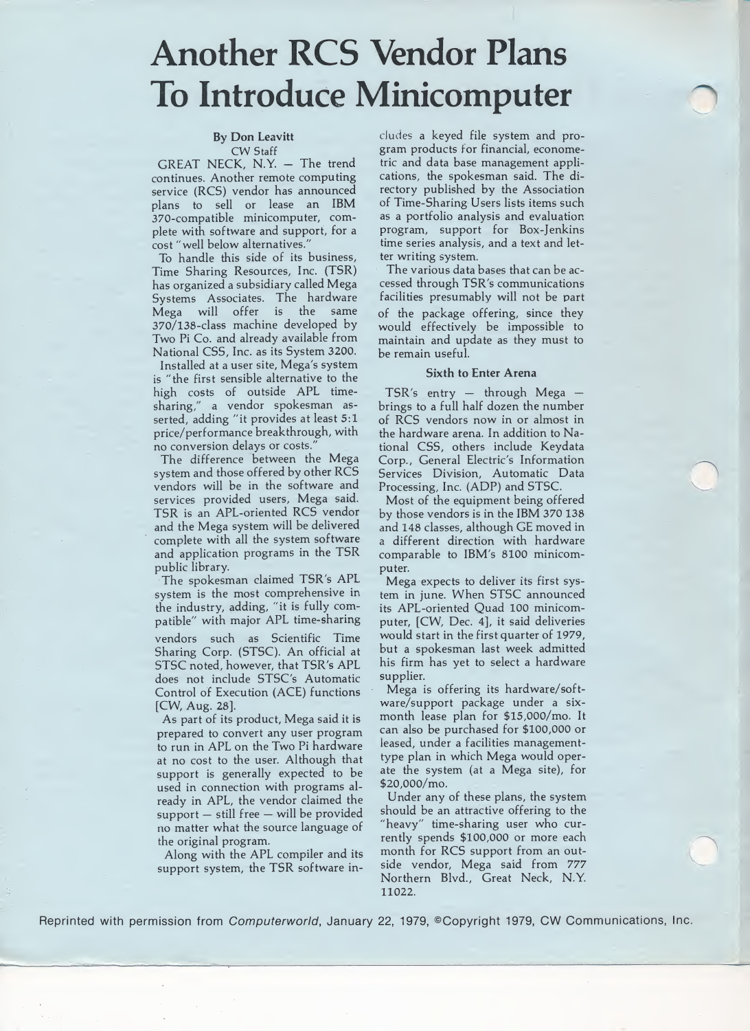# Another RCS Vendor Plans To Introduce Minicomputer

**By Don Leavitt**
CW Staff

GREAT NECK, N.Y. — The trend continues. Another remote computing service (RCS) vendor has announced plans to sell or lease an IBM 370-compatible minicomputer, complete with software and support, for a cost "well below alternatives."

To handle this side of its business, Time Sharing Resources, Inc. (TSR) has organized a subsidiary called Mega Systems Associates. The hardware Mega will offer is the same 370/138-class machine developed by Two Pi Co. and already available from National CSS, Inc. as its System 3200.

Installed at a user site, Mega's system is "the first sensible alternative to the high costs of outside APL time-sharing," a vendor spokesman asserted, adding "it provides at least 5:1 price/performance breakthrough, with no conversion delays or costs."

The difference between the Mega system and those offered by other RCS vendors will be in the software and services provided users, Mega said. TSR is an APL-oriented RCS vendor and the Mega system will be delivered complete with all the system software and application programs in the TSR public library.

The spokesman claimed TSR's APL system is the most comprehensive in the industry, adding, "it is fully compatible" with major APL time-sharing vendors such as Scientific Time Sharing Corp. (STSC). An official at STSC noted, however, that TSR's APL does not include STSC's Automatic Control of Execution (ACE) functions [CW, Aug. 28].

As part of its product, Mega said it is prepared to convert any user program to run in APL on the Two Pi hardware at no cost to the user. Although that support is generally expected to be used in connection with programs already in APL, the vendor claimed the support — still free — will be provided no matter what the source language of the original program.

Along with the APL compiler and its support system, the TSR software includes a keyed file system and program products for financial, econometric and data base management applications, the spokesman said. The directory published by the Association of Time-Sharing Users lists items such as a portfolio analysis and evaluation program, support for Box-Jenkins time series analysis, and a text and letter writing system.

The various data bases that can be accessed through TSR's communications facilities presumably will not be part of the package offering, since they would effectively be impossible to maintain and update as they must to be remain useful.

### Sixth to Enter Arena

TSR's entry — through Mega — brings to a full half dozen the number of RCS vendors now in or almost in the hardware arena. In addition to National CSS, others include Keydata Corp., General Electric's Information Services Division, Automatic Data Processing, Inc. (ADP) and STSC.

Most of the equipment being offered by those vendors is in the IBM 370 138 and 148 classes, although GE moved in a different direction with hardware comparable to IBM's 8100 minicomputer.

Mega expects to deliver its first system in june. When STSC announced its APL-oriented Quad 100 minicomputer, [CW, Dec. 4], it said deliveries would start in the first quarter of 1979, but a spokesman last week admitted his firm has yet to select a hardware supplier.

Mega is offering its hardware/software/support package under a six-month lease plan for $15,000/mo. It can also be purchased for $100,000 or leased, under a facilities management-type plan in which Mega would operate the system (at a Mega site), for $20,000/mo.

Under any of these plans, the system should be an attractive offering to the "heavy" time-sharing user who currently spends $100,000 or more each month for RCS support from an outside vendor, Mega said from 777 Northern Blvd., Great Neck, N.Y. 11022.

Reprinted with permission from *Computerworld*, January 22, 1979, ©Copyright 1979, CW Communications, Inc.